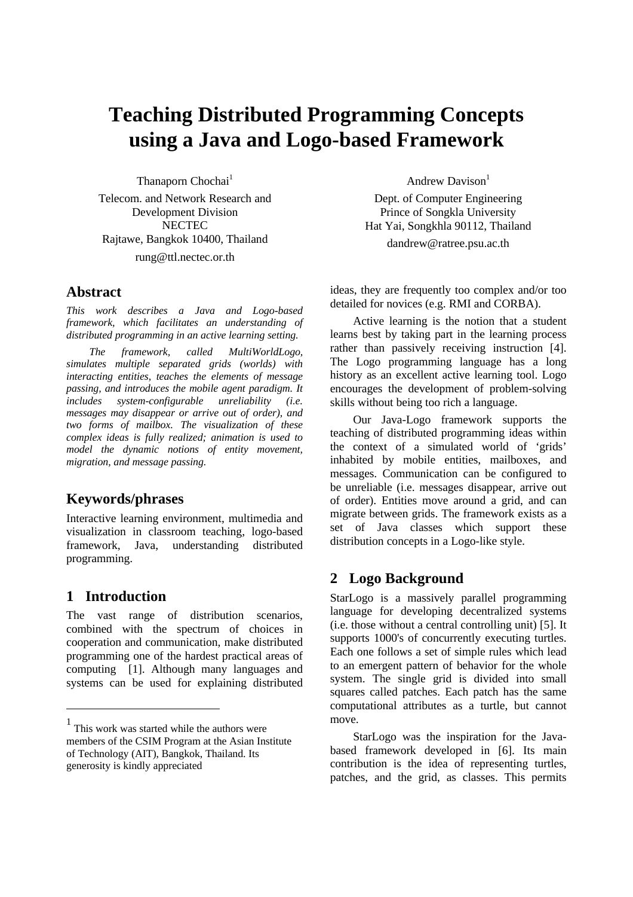# Teaching Distributed Programming Concepts using a Java and Logo-based Framework

Thanaporn Chochai[1]
Telecom. and Network Research and Development Division
NECTEC
Rajtawe, Bangkok 10400, Thailand
rung@ttl.nectec.or.th

Andrew Davison[1]
Dept. of Computer Engineering
Prince of Songkla University
Hat Yai, Songkhla 90112, Thailand
dandrew@ratree.psu.ac.th

## Abstract

*This work describes a Java and Logo-based framework, which facilitates an understanding of distributed programming in an active learning setting.*

*The framework, called MultiWorldLogo, simulates multiple separated grids (worlds) with interacting entities, teaches the elements of message passing, and introduces the mobile agent paradigm. It includes system-configurable unreliability (i.e. messages may disappear or arrive out of order), and two forms of mailbox. The visualization of these complex ideas is fully realized; animation is used to model the dynamic notions of entity movement, migration, and message passing.*

## Keywords/phrases

Interactive learning environment, multimedia and visualization in classroom teaching, logo-based framework, Java, understanding distributed programming.

## 1 Introduction

The vast range of distribution scenarios, combined with the spectrum of choices in cooperation and communication, make distributed programming one of the hardest practical areas of computing [1]. Although many languages and systems can be used for explaining distributed ideas, they are frequently too complex and/or too detailed for novices (e.g. RMI and CORBA).

Active learning is the notion that a student learns best by taking part in the learning process rather than passively receiving instruction [4]. The Logo programming language has a long history as an excellent active learning tool. Logo encourages the development of problem-solving skills without being too rich a language.

Our Java-Logo framework supports the teaching of distributed programming ideas within the context of a simulated world of 'grids' inhabited by mobile entities, mailboxes, and messages. Communication can be configured to be unreliable (i.e. messages disappear, arrive out of order). Entities move around a grid, and can migrate between grids. The framework exists as a set of Java classes which support these distribution concepts in a Logo-like style.

## 2 Logo Background

StarLogo is a massively parallel programming language for developing decentralized systems (i.e. those without a central controlling unit) [5]. It supports 1000's of concurrently executing turtles. Each one follows a set of simple rules which lead to an emergent pattern of behavior for the whole system. The single grid is divided into small squares called patches. Each patch has the same computational attributes as a turtle, but cannot move.

StarLogo was the inspiration for the Java-based framework developed in [6]. Its main contribution is the idea of representing turtles, patches, and the grid, as classes. This permits

[1] This work was started while the authors were members of the CSIM Program at the Asian Institute of Technology (AIT), Bangkok, Thailand. Its generosity is kindly appreciated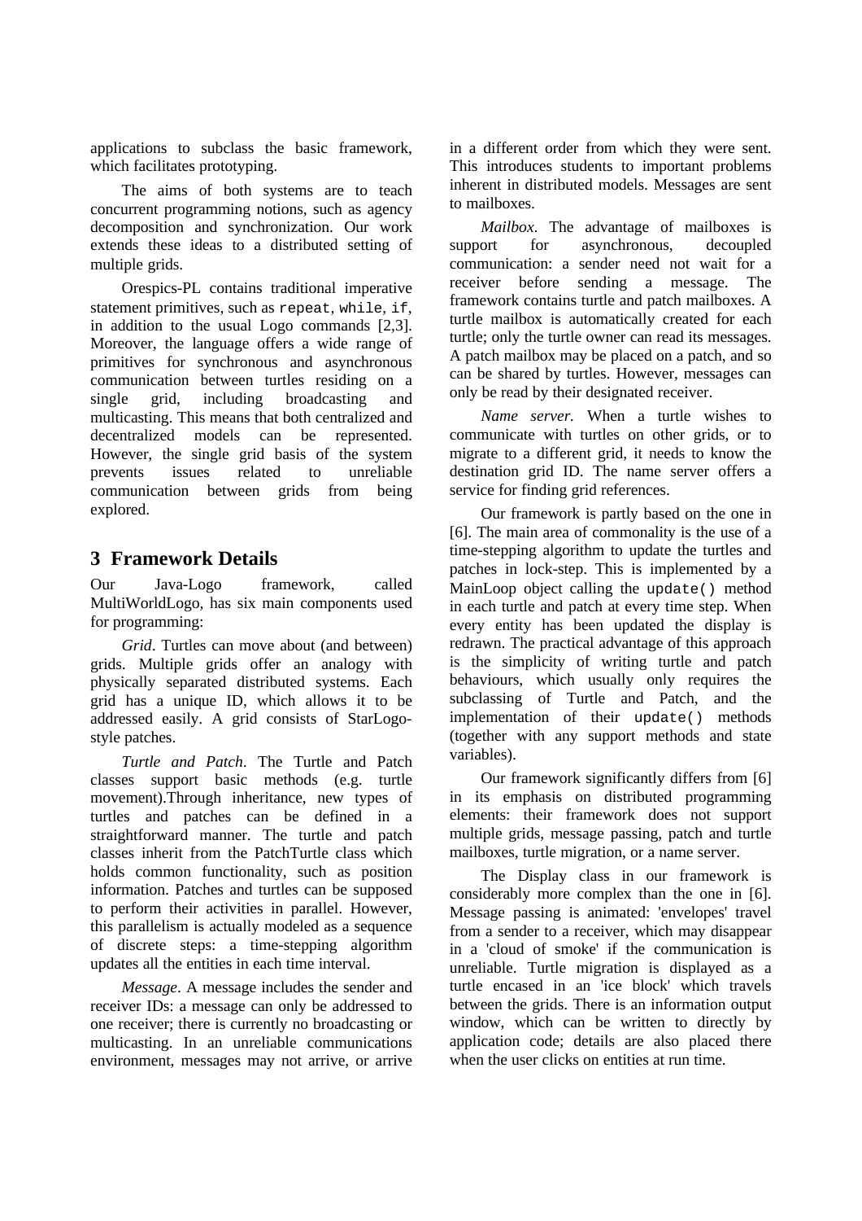applications to subclass the basic framework, which facilitates prototyping.

The aims of both systems are to teach concurrent programming notions, such as agency decomposition and synchronization. Our work extends these ideas to a distributed setting of multiple grids.

Orespics-PL contains traditional imperative statement primitives, such as `repeat`, `while`, `if`, in addition to the usual Logo commands [2,3]. Moreover, the language offers a wide range of primitives for synchronous and asynchronous communication between turtles residing on a single grid, including broadcasting and multicasting. This means that both centralized and decentralized models can be represented. However, the single grid basis of the system prevents issues related to unreliable communication between grids from being explored.

## 3 Framework Details

Our Java-Logo framework, called MultiWorldLogo, has six main components used for programming:

*Grid*. Turtles can move about (and between) grids. Multiple grids offer an analogy with physically separated distributed systems. Each grid has a unique ID, which allows it to be addressed easily. A grid consists of StarLogo-style patches.

*Turtle and Patch*. The Turtle and Patch classes support basic methods (e.g. turtle movement).Through inheritance, new types of turtles and patches can be defined in a straightforward manner. The turtle and patch classes inherit from the PatchTurtle class which holds common functionality, such as position information. Patches and turtles can be supposed to perform their activities in parallel. However, this parallelism is actually modeled as a sequence of discrete steps: a time-stepping algorithm updates all the entities in each time interval.

*Message*. A message includes the sender and receiver IDs: a message can only be addressed to one receiver; there is currently no broadcasting or multicasting. In an unreliable communications environment, messages may not arrive, or arrive in a different order from which they were sent. This introduces students to important problems inherent in distributed models. Messages are sent to mailboxes.

*Mailbox*. The advantage of mailboxes is support for asynchronous, decoupled communication: a sender need not wait for a receiver before sending a message. The framework contains turtle and patch mailboxes. A turtle mailbox is automatically created for each turtle; only the turtle owner can read its messages. A patch mailbox may be placed on a patch, and so can be shared by turtles. However, messages can only be read by their designated receiver.

*Name server*. When a turtle wishes to communicate with turtles on other grids, or to migrate to a different grid, it needs to know the destination grid ID. The name server offers a service for finding grid references.

Our framework is partly based on the one in [6]. The main area of commonality is the use of a time-stepping algorithm to update the turtles and patches in lock-step. This is implemented by a MainLoop object calling the `update()` method in each turtle and patch at every time step. When every entity has been updated the display is redrawn. The practical advantage of this approach is the simplicity of writing turtle and patch behaviours, which usually only requires the subclassing of Turtle and Patch, and the implementation of their `update()` methods (together with any support methods and state variables).

Our framework significantly differs from [6] in its emphasis on distributed programming elements: their framework does not support multiple grids, message passing, patch and turtle mailboxes, turtle migration, or a name server.

The Display class in our framework is considerably more complex than the one in [6]. Message passing is animated: 'envelopes' travel from a sender to a receiver, which may disappear in a 'cloud of smoke' if the communication is unreliable. Turtle migration is displayed as a turtle encased in an 'ice block' which travels between the grids. There is an information output window, which can be written to directly by application code; details are also placed there when the user clicks on entities at run time.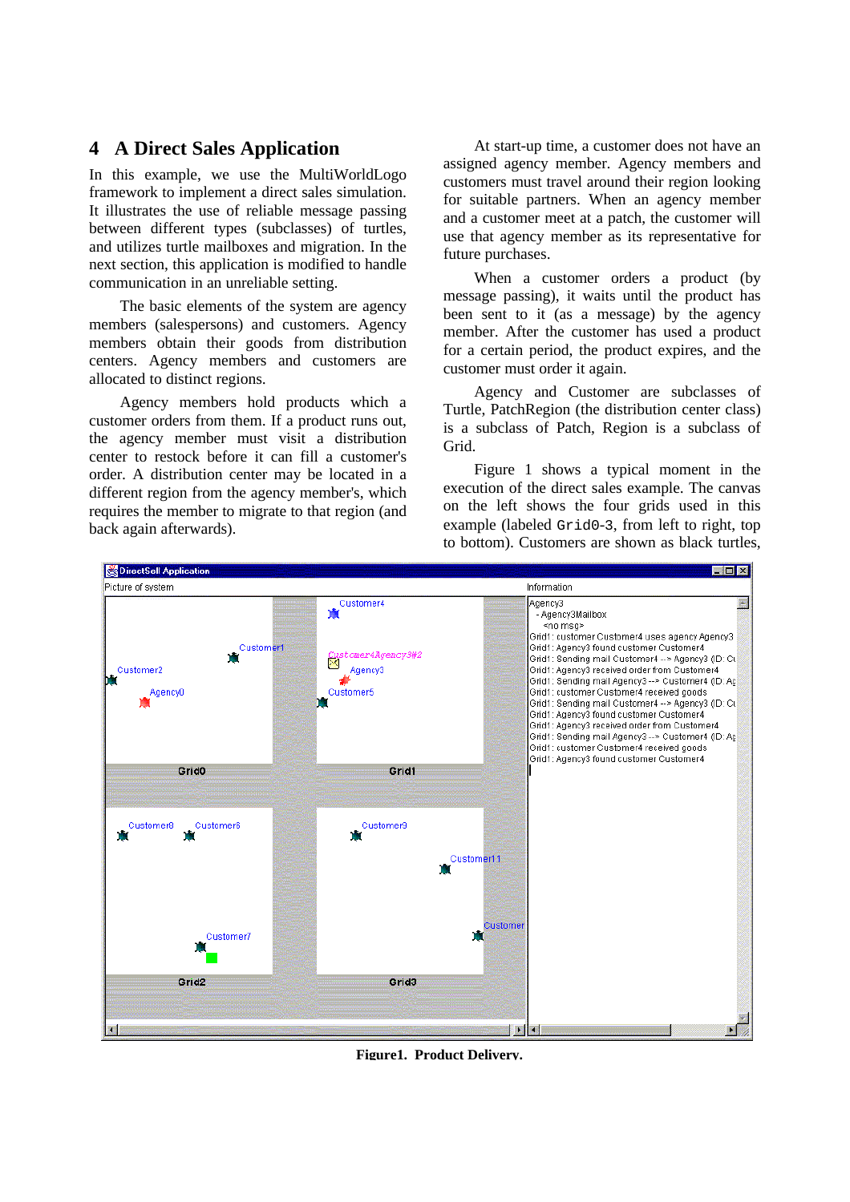## 4 A Direct Sales Application

In this example, we use the MultiWorldLogo framework to implement a direct sales simulation. It illustrates the use of reliable message passing between different types (subclasses) of turtles, and utilizes turtle mailboxes and migration. In the next section, this application is modified to handle communication in an unreliable setting.

The basic elements of the system are agency members (salespersons) and customers. Agency members obtain their goods from distribution centers. Agency members and customers are allocated to distinct regions.

Agency members hold products which a customer orders from them. If a product runs out, the agency member must visit a distribution center to restock before it can fill a customer's order. A distribution center may be located in a different region from the agency member's, which requires the member to migrate to that region (and back again afterwards).

At start-up time, a customer does not have an assigned agency member. Agency members and customers must travel around their region looking for suitable partners. When an agency member and a customer meet at a patch, the customer will use that agency member as its representative for future purchases.

When a customer orders a product (by message passing), it waits until the product has been sent to it (as a message) by the agency member. After the customer has used a product for a certain period, the product expires, and the customer must order it again.

Agency and Customer are subclasses of Turtle, PatchRegion (the distribution center class) is a subclass of Patch, Region is a subclass of Grid.

Figure 1 shows a typical moment in the execution of the direct sales example. The canvas on the left shows the four grids used in this example (labeled `Grid0`-3, from left to right, top to bottom). Customers are shown as black turtles,

**Figure1. Product Delivery.**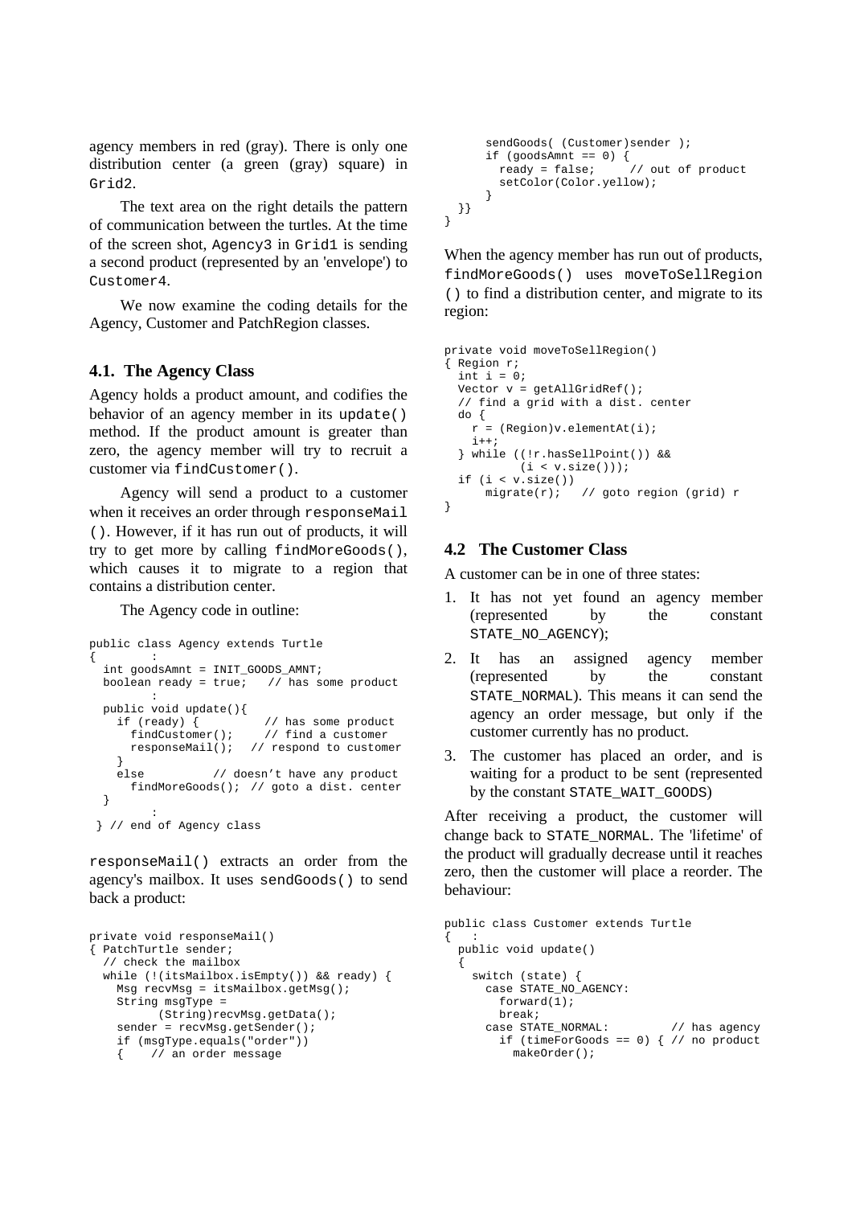agency members in red (gray). There is only one distribution center (a green (gray) square) in `Grid2`.

The text area on the right details the pattern of communication between the turtles. At the time of the screen shot, `Agency3` in `Grid1` is sending a second product (represented by an 'envelope') to `Customer4`.

We now examine the coding details for the Agency, Customer and PatchRegion classes.

### 4.1. The Agency Class

Agency holds a product amount, and codifies the behavior of an agency member in its `update()` method. If the product amount is greater than zero, the agency member will try to recruit a customer via `findCustomer()`.

Agency will send a product to a customer when it receives an order through `responseMail()`. However, if it has run out of products, it will try to get more by calling `findMoreGoods()`, which causes it to migrate to a region that contains a distribution center.

The Agency code in outline:

```
public class Agency extends Turtle
{         :
  int goodsAmnt = INIT_GOODS_AMNT;
  boolean ready = true;   // has some product
          :
  public void update(){
    if (ready) {           // has some product
      findCustomer();     // find a customer
      responseMail();   // respond to customer
    }
    else          // doesn't have any product
      findMoreGoods(); // goto a dist. center
  }
          :
 } // end of Agency class
```

`responseMail()` extracts an order from the agency's mailbox. It uses `sendGoods()` to send back a product:

```
private void responseMail()
{ PatchTurtle sender;
  // check the mailbox
  while (!(itsMailbox.isEmpty()) && ready) {
    Msg recvMsg = itsMailbox.getMsg();
    String msgType =
          (String)recvMsg.getData();
    sender = recvMsg.getSender();
    if (msgType.equals("order"))
    {    // an order message
      sendGoods( (Customer)sender );
      if (goodsAmnt == 0) {
        ready = false;     // out of product
        setColor(Color.yellow);
      }
  }}
}
```

When the agency member has run out of products, `findMoreGoods()` uses `moveToSellRegion()` to find a distribution center, and migrate to its region:

```
private void moveToSellRegion()
{ Region r;
  int i = 0;
  Vector v = getAllGridRef();
  // find a grid with a dist. center
  do {
    r = (Region)v.elementAt(i);
    i++;
  } while ((!r.hasSellPoint()) &&
          (i < v.size()));
  if (i < v.size())
      migrate(r);   // goto region (grid) r
}
```

### 4.2 The Customer Class

A customer can be in one of three states:

1. It has not yet found an agency member (represented by the constant `STATE_NO_AGENCY`);
2. It has an assigned agency member (represented by the constant `STATE_NORMAL`). This means it can send the agency an order message, but only if the customer currently has no product.
3. The customer has placed an order, and is waiting for a product to be sent (represented by the constant `STATE_WAIT_GOODS`)

After receiving a product, the customer will change back to `STATE_NORMAL`. The 'lifetime' of the product will gradually decrease until it reaches zero, then the customer will place a reorder. The behaviour:

```
public class Customer extends Turtle
{   :
  public void update()
  {
    switch (state) {
      case STATE_NO_AGENCY:
        forward(1);
        break;
      case STATE_NORMAL:         // has agency
        if (timeForGoods == 0) { // no product
          makeOrder();
```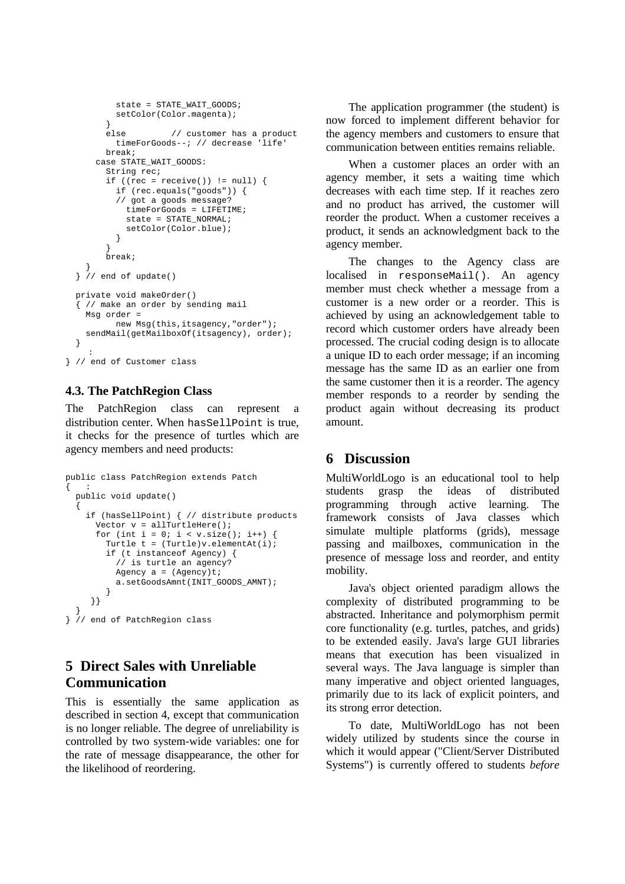```
          state = STATE_WAIT_GOODS;
          setColor(Color.magenta);
        }
        else          // customer has a product
          timeForGoods--; // decrease 'life'
        break;
      case STATE_WAIT_GOODS:
        String rec;
        if ((rec = receive()) != null) {
          if (rec.equals("goods")) {
          // got a goods message?
            timeForGoods = LIFETIME;
            state = STATE_NORMAL;
            setColor(Color.blue);
          }
        }
        break;
    }
  } // end of update()

  private void makeOrder()
  { // make an order by sending mail
    Msg order =
          new Msg(this,itsagency,"order");
    sendMail(getMailboxOf(itsagency), order);
  }
     :
} // end of Customer class
```

### 4.3. The PatchRegion Class

The PatchRegion class can represent a distribution center. When `hasSellPoint` is true, it checks for the presence of turtles which are agency members and need products:

```
public class PatchRegion extends Patch
{   :
  public void update()
  {
    if (hasSellPoint) { // distribute products
      Vector v = allTurtleHere();
      for (int i = 0; i < v.size(); i++) {
        Turtle t = (Turtle)v.elementAt(i);
        if (t instanceof Agency) {
          // is turtle an agency?
          Agency a = (Agency)t;
          a.setGoodsAmnt(INIT_GOODS_AMNT);
        }
      }}
  }
} // end of PatchRegion class
```

## 5 Direct Sales with Unreliable Communication

This is essentially the same application as described in section 4, except that communication is no longer reliable. The degree of unreliability is controlled by two system-wide variables: one for the rate of message disappearance, the other for the likelihood of reordering.

The application programmer (the student) is now forced to implement different behavior for the agency members and customers to ensure that communication between entities remains reliable.

When a customer places an order with an agency member, it sets a waiting time which decreases with each time step. If it reaches zero and no product has arrived, the customer will reorder the product. When a customer receives a product, it sends an acknowledgment back to the agency member.

The changes to the Agency class are localised in `responseMail()`. An agency member must check whether a message from a customer is a new order or a reorder. This is achieved by using an acknowledgement table to record which customer orders have already been processed. The crucial coding design is to allocate a unique ID to each order message; if an incoming message has the same ID as an earlier one from the same customer then it is a reorder. The agency member responds to a reorder by sending the product again without decreasing its product amount.

## 6 Discussion

MultiWorldLogo is an educational tool to help students grasp the ideas of distributed programming through active learning. The framework consists of Java classes which simulate multiple platforms (grids), message passing and mailboxes, communication in the presence of message loss and reorder, and entity mobility.

Java's object oriented paradigm allows the complexity of distributed programming to be abstracted. Inheritance and polymorphism permit core functionality (e.g. turtles, patches, and grids) to be extended easily. Java's large GUI libraries means that execution has been visualized in several ways. The Java language is simpler than many imperative and object oriented languages, primarily due to its lack of explicit pointers, and its strong error detection.

To date, MultiWorldLogo has not been widely utilized by students since the course in which it would appear ("Client/Server Distributed Systems") is currently offered to students *before*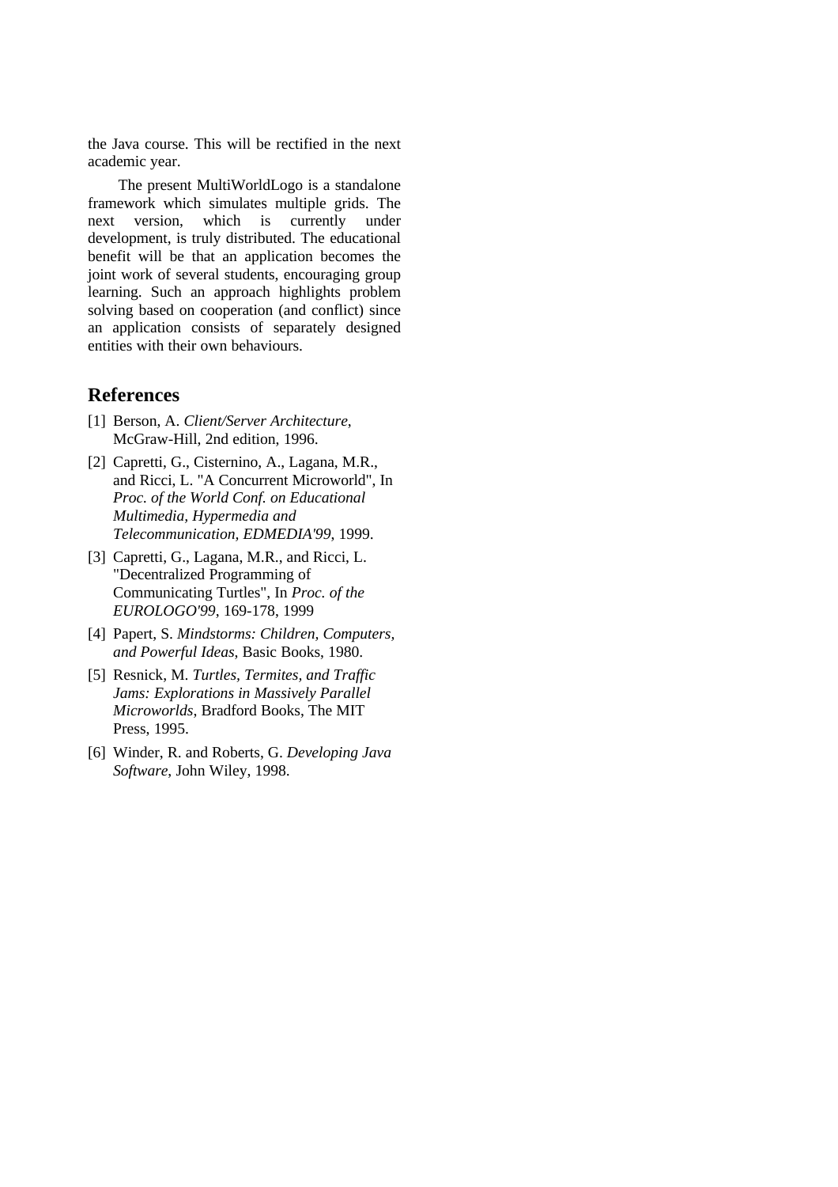the Java course. This will be rectified in the next academic year.

The present MultiWorldLogo is a standalone framework which simulates multiple grids. The next version, which is currently under development, is truly distributed. The educational benefit will be that an application becomes the joint work of several students, encouraging group learning. Such an approach highlights problem solving based on cooperation (and conflict) since an application consists of separately designed entities with their own behaviours.

## References

[1] Berson, A. *Client/Server Architecture*, McGraw-Hill, 2nd edition, 1996.

[2] Capretti, G., Cisternino, A., Lagana, M.R., and Ricci, L. "A Concurrent Microworld", In *Proc. of the World Conf. on Educational Multimedia, Hypermedia and Telecommunication, EDMEDIA'99*, 1999.

[3] Capretti, G., Lagana, M.R., and Ricci, L. "Decentralized Programming of Communicating Turtles", In *Proc. of the EUROLOGO'99*, 169-178, 1999

[4] Papert, S. *Mindstorms: Children, Computers, and Powerful Ideas*, Basic Books, 1980.

[5] Resnick, M. *Turtles, Termites, and Traffic Jams: Explorations in Massively Parallel Microworlds*, Bradford Books, The MIT Press, 1995.

[6] Winder, R. and Roberts, G. *Developing Java Software*, John Wiley, 1998.